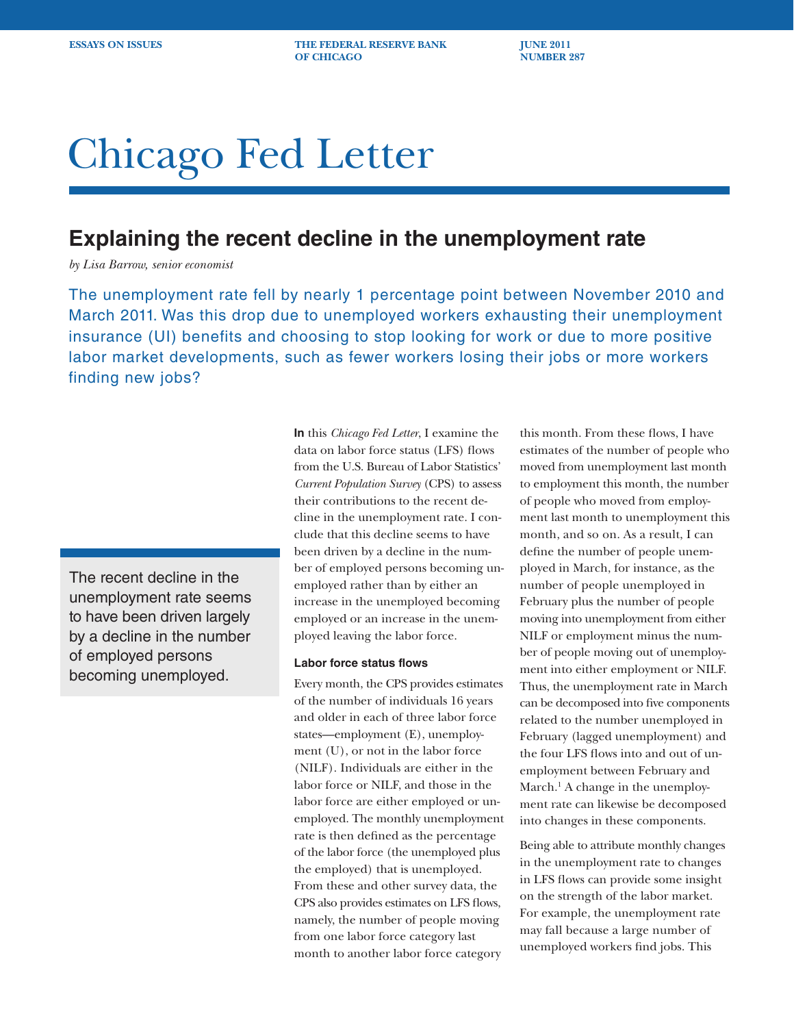ESSAYS ON ISSUES | THE FEDERAL RESERVE BANK OF CHICAGO | JUNE 2011 NUMBER 287

# Chicago Fed Letter

## Explaining the recent decline in the unemployment rate

*by Lisa Barrow, senior economist*

The unemployment rate fell by nearly 1 percentage point between November 2010 and March 2011. Was this drop due to unemployed workers exhausting their unemployment insurance (UI) benefits and choosing to stop looking for work or due to more positive labor market developments, such as fewer workers losing their jobs or more workers finding new jobs?

> The recent decline in the unemployment rate seems to have been driven largely by a decline in the number of employed persons becoming unemployed.

**In** this *Chicago Fed Letter*, I examine the data on labor force status (LFS) flows from the U.S. Bureau of Labor Statistics' *Current Population Survey* (CPS) to assess their contributions to the recent decline in the unemployment rate. I conclude that this decline seems to have been driven by a decline in the number of employed persons becoming unemployed rather than by either an increase in the unemployed becoming employed or an increase in the unemployed leaving the labor force.

### Labor force status flows

Every month, the CPS provides estimates of the number of individuals 16 years and older in each of three labor force states—employment (E), unemployment (U), or not in the labor force (NILF). Individuals are either in the labor force or NILF, and those in the labor force are either employed or unemployed. The monthly unemployment rate is then defined as the percentage of the labor force (the unemployed plus the employed) that is unemployed. From these and other survey data, the CPS also provides estimates on LFS flows, namely, the number of people moving from one labor force category last month to another labor force category this month. From these flows, I have estimates of the number of people who moved from unemployment last month to employment this month, the number of people who moved from employment last month to unemployment this month, and so on. As a result, I can define the number of people unemployed in March, for instance, as the number of people unemployed in February plus the number of people moving into unemployment from either NILF or employment minus the number of people moving out of unemployment into either employment or NILF. Thus, the unemployment rate in March can be decomposed into five components related to the number unemployed in February (lagged unemployment) and the four LFS flows into and out of unemployment between February and March.[1] A change in the unemployment rate can likewise be decomposed into changes in these components.

Being able to attribute monthly changes in the unemployment rate to changes in LFS flows can provide some insight on the strength of the labor market. For example, the unemployment rate may fall because a large number of unemployed workers find jobs. This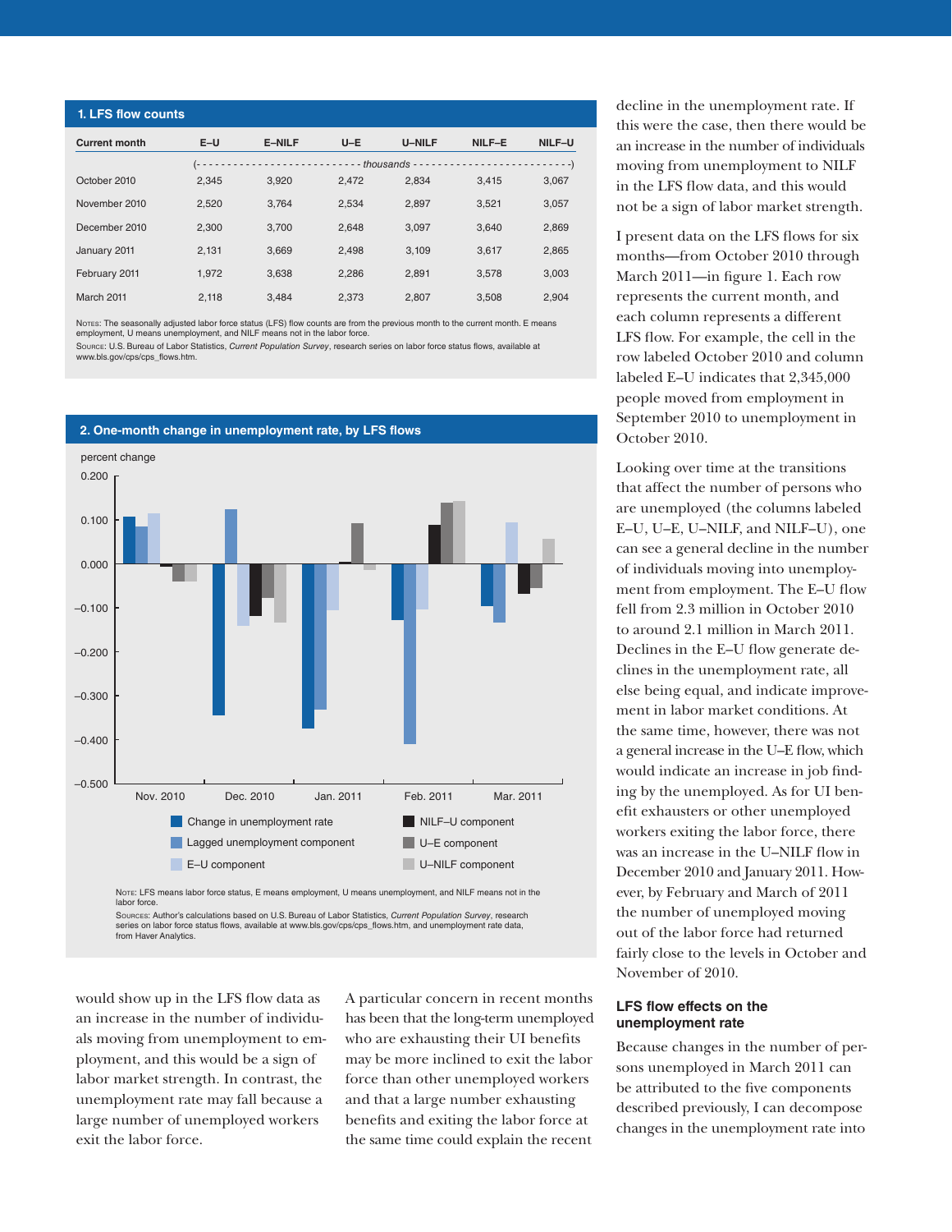**1. LFS flow counts**

| Current month | E–U | E–NILF | U–E | U–NILF | NILF–E | NILF–U |
|---|---|---|---|---|---|---|
| | (- - - thousands - - -) | | | | | |
| October 2010 | 2,345 | 3,920 | 2,472 | 2,834 | 3,415 | 3,067 |
| November 2010 | 2,520 | 3,764 | 2,534 | 2,897 | 3,521 | 3,057 |
| December 2010 | 2,300 | 3,700 | 2,648 | 3,097 | 3,640 | 2,869 |
| January 2011 | 2,131 | 3,669 | 2,498 | 3,109 | 3,617 | 2,865 |
| February 2011 | 1,972 | 3,638 | 2,286 | 2,891 | 3,578 | 3,003 |
| March 2011 | 2,118 | 3,484 | 2,373 | 2,807 | 3,508 | 2,904 |

Notes: The seasonally adjusted labor force status (LFS) flow counts are from the previous month to the current month. E means employment, U means unemployment, and NILF means not in the labor force.

Source: U.S. Bureau of Labor Statistics, *Current Population Survey*, research series on labor force status flows, available at www.bls.gov/cps/cps_flows.htm.

**2. One-month change in unemployment rate, by LFS flows**

Note: LFS means labor force status, E means employment, U means unemployment, and NILF means not in the labor force.

Sources: Author's calculations based on U.S. Bureau of Labor Statistics, *Current Population Survey*, research series on labor force status flows, available at www.bls.gov/cps/cps_flows.htm, and unemployment rate data, from Haver Analytics.

would show up in the LFS flow data as an increase in the number of individuals moving from unemployment to employment, and this would be a sign of labor market strength. In contrast, the unemployment rate may fall because a large number of unemployed workers exit the labor force.

A particular concern in recent months has been that the long-term unemployed who are exhausting their UI benefits may be more inclined to exit the labor force than other unemployed workers and that a large number exhausting benefits and exiting the labor force at the same time could explain the recent decline in the unemployment rate. If this were the case, then there would be an increase in the number of individuals moving from unemployment to NILF in the LFS flow data, and this would not be a sign of labor market strength.

I present data on the LFS flows for six months—from October 2010 through March 2011—in figure 1. Each row represents the current month, and each column represents a different LFS flow. For example, the cell in the row labeled October 2010 and column labeled E–U indicates that 2,345,000 people moved from employment in September 2010 to unemployment in October 2010.

Looking over time at the transitions that affect the number of persons who are unemployed (the columns labeled E–U, U–E, U–NILF, and NILF–U), one can see a general decline in the number of individuals moving into unemployment from employment. The E–U flow fell from 2.3 million in October 2010 to around 2.1 million in March 2011. Declines in the E–U flow generate declines in the unemployment rate, all else being equal, and indicate improvement in labor market conditions. At the same time, however, there was not a general increase in the U–E flow, which would indicate an increase in job finding by the unemployed. As for UI benefit exhausters or other unemployed workers exiting the labor force, there was an increase in the U–NILF flow in December 2010 and January 2011. However, by February and March of 2011 the number of unemployed moving out of the labor force had returned fairly close to the levels in October and November of 2010.

### LFS flow effects on the unemployment rate

Because changes in the number of persons unemployed in March 2011 can be attributed to the five components described previously, I can decompose changes in the unemployment rate into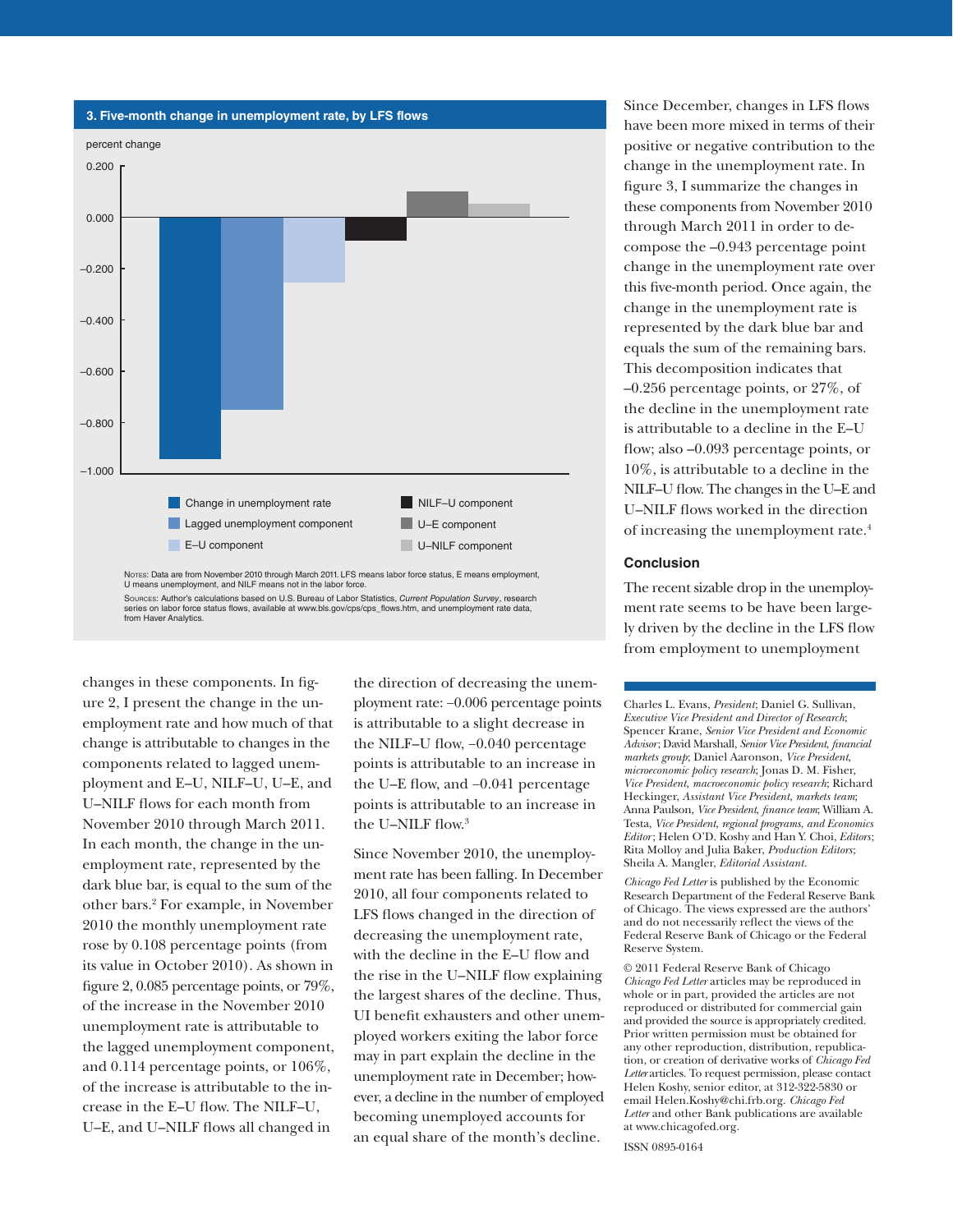**3. Five-month change in unemployment rate, by LFS flows**

percent change

Notes: Data are from November 2010 through March 2011. LFS means labor force status, E means employment, U means unemployment, and NILF means not in the labor force.

Sources: Author's calculations based on U.S. Bureau of Labor Statistics, *Current Population Survey*, research series on labor force status flows, available at www.bls.gov/cps/cps_flows.htm, and unemployment rate data, from Haver Analytics.

changes in these components. In figure 2, I present the change in the unemployment rate and how much of that change is attributable to changes in the components related to lagged unemployment and E–U, NILF–U, U–E, and U–NILF flows for each month from November 2010 through March 2011. In each month, the change in the unemployment rate, represented by the dark blue bar, is equal to the sum of the other bars.[2] For example, in November 2010 the monthly unemployment rate rose by 0.108 percentage points (from its value in October 2010). As shown in figure 2, 0.085 percentage points, or 79%, of the increase in the November 2010 unemployment rate is attributable to the lagged unemployment component, and 0.114 percentage points, or 106%, of the increase is attributable to the increase in the E–U flow. The NILF–U, U–E, and U–NILF flows all changed in the direction of decreasing the unemployment rate: –0.006 percentage points is attributable to a slight decrease in the NILF–U flow, –0.040 percentage points is attributable to an increase in the U–E flow, and –0.041 percentage points is attributable to an increase in the U–NILF flow.[3]

Since November 2010, the unemployment rate has been falling. In December 2010, all four components related to LFS flows changed in the direction of decreasing the unemployment rate, with the decline in the E–U flow and the rise in the U–NILF flow explaining the largest shares of the decline. Thus, UI benefit exhausters and other unemployed workers exiting the labor force may in part explain the decline in the unemployment rate in December; however, a decline in the number of employed becoming unemployed accounts for an equal share of the month's decline.

Since December, changes in LFS flows have been more mixed in terms of their positive or negative contribution to the change in the unemployment rate. In figure 3, I summarize the changes in these components from November 2010 through March 2011 in order to decompose the –0.943 percentage point change in the unemployment rate over this five-month period. Once again, the change in the unemployment rate is represented by the dark blue bar and equals the sum of the remaining bars. This decomposition indicates that –0.256 percentage points, or 27%, of the decline in the unemployment rate is attributable to a decline in the E–U flow; also –0.093 percentage points, or 10%, is attributable to a decline in the NILF–U flow. The changes in the U–E and U–NILF flows worked in the direction of increasing the unemployment rate.[4]

## Conclusion

The recent sizable drop in the unemployment rate seems to be have been largely driven by the decline in the LFS flow from employment to unemployment

---

Charles L. Evans, *President*; Daniel G. Sullivan, *Executive Vice President and Director of Research*; Spencer Krane, *Senior Vice President and Economic Advisor*; David Marshall, *Senior Vice President, financial markets group*; Daniel Aaronson, *Vice President, microeconomic policy research*; Jonas D. M. Fisher, *Vice President, macroeconomic policy research*; Richard Heckinger, *Assistant Vice President, markets team*; Anna Paulson, *Vice President, finance team*; William A. Testa, *Vice President, regional programs, and Economics Editor*; Helen O'D. Koshy and Han Y. Choi, *Editors*; Rita Molloy and Julia Baker, *Production Editors*; Sheila A. Mangler, *Editorial Assistant.*

*Chicago Fed Letter* is published by the Economic Research Department of the Federal Reserve Bank of Chicago. The views expressed are the authors' and do not necessarily reflect the views of the Federal Reserve Bank of Chicago or the Federal Reserve System.

© 2011 Federal Reserve Bank of Chicago
*Chicago Fed Letter* articles may be reproduced in whole or in part, provided the articles are not reproduced or distributed for commercial gain and provided the source is appropriately credited. Prior written permission must be obtained for any other reproduction, distribution, republication, or creation of derivative works of *Chicago Fed Letter* articles. To request permission, please contact Helen Koshy, senior editor, at 312-322-5830 or email Helen.Koshy@chi.frb.org. *Chicago Fed Letter* and other Bank publications are available at www.chicagofed.org.

ISSN 0895-0164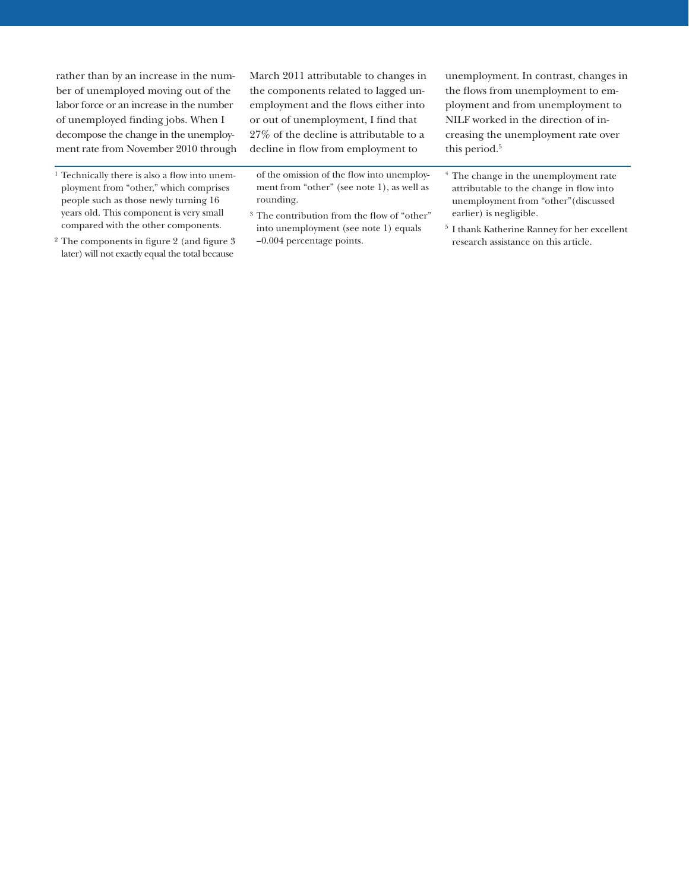rather than by an increase in the number of unemployed moving out of the labor force or an increase in the number of unemployed finding jobs. When I decompose the change in the unemployment rate from November 2010 through March 2011 attributable to changes in the components related to lagged unemployment and the flows either into or out of unemployment, I find that 27% of the decline is attributable to a decline in flow from employment to unemployment. In contrast, changes in the flows from unemployment to employment and from unemployment to NILF worked in the direction of increasing the unemployment rate over this period.[5]

---

[1] Technically there is also a flow into unemployment from "other," which comprises people such as those newly turning 16 years old. This component is very small compared with the other components.

[2] The components in figure 2 (and figure 3 later) will not exactly equal the total because of the omission of the flow into unemployment from "other" (see note 1), as well as rounding.

[3] The contribution from the flow of "other" into unemployment (see note 1) equals –0.004 percentage points.

[4] The change in the unemployment rate attributable to the change in flow into unemployment from "other"(discussed earlier) is negligible.

[5] I thank Katherine Ranney for her excellent research assistance on this article.